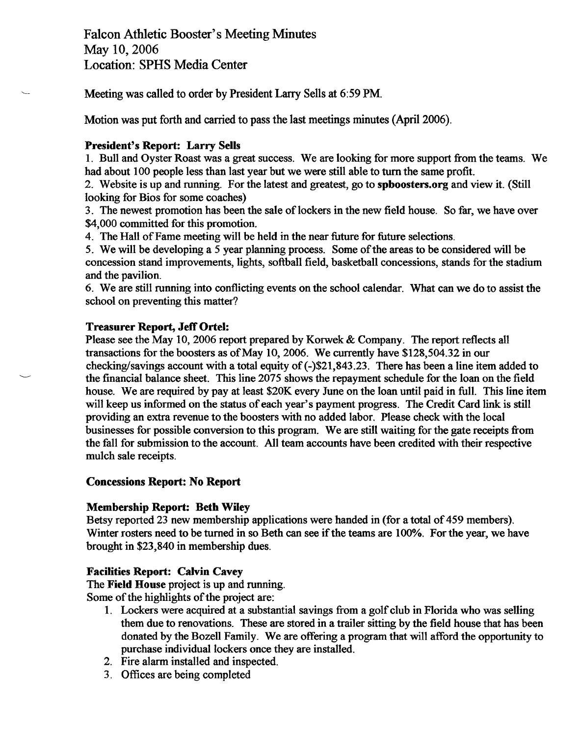# Falcon Athletic Booster's Meeting Minutes
May 10, 2006
Location: SPHS Media Center

Meeting was called to order by President Larry Sells at 6:59 PM.

Motion was put forth and carried to pass the last meetings minutes (April 2006).

**President's Report: Larry Sells**

1. Bull and Oyster Roast was a great success. We are looking for more support from the teams. We had about 100 people less than last year but we were still able to turn the same profit.
2. Website is up and running. For the latest and greatest, go to **spboosters.org** and view it. (Still looking for Bios for some coaches)
3. The newest promotion has been the sale of lockers in the new field house. So far, we have over $4,000 committed for this promotion.
4. The Hall of Fame meeting will be held in the near future for future selections.
5. We will be developing a 5 year planning process. Some of the areas to be considered will be concession stand improvements, lights, softball field, basketball concessions, stands for the stadium and the pavilion.
6. We are still running into conflicting events on the school calendar. What can we do to assist the school on preventing this matter?

**Treasurer Report, Jeff Ortel:**

Please see the May 10, 2006 report prepared by Korwek & Company. The report reflects all transactions for the boosters as of May 10, 2006. We currently have $128,504.32 in our checking/savings account with a total equity of (-)$21,843.23. There has been a line item added to the financial balance sheet. This line 2075 shows the repayment schedule for the loan on the field house. We are required by pay at least $20K every June on the loan until paid in full. This line item will keep us informed on the status of each year's payment progress. The Credit Card link is still providing an extra revenue to the boosters with no added labor. Please check with the local businesses for possible conversion to this program. We are still waiting for the gate receipts from the fall for submission to the account. All team accounts have been credited with their respective mulch sale receipts.

**Concessions Report: No Report**

**Membership Report: Beth Wiley**

Betsy reported 23 new membership applications were handed in (for a total of 459 members). Winter rosters need to be turned in so Beth can see if the teams are 100%. For the year, we have brought in $23,840 in membership dues.

**Facilities Report: Calvin Cavey**

The **Field House** project is up and running.
Some of the highlights of the project are:

1. Lockers were acquired at a substantial savings from a golf club in Florida who was selling them due to renovations. These are stored in a trailer sitting by the field house that has been donated by the Bozell Family. We are offering a program that will afford the opportunity to purchase individual lockers once they are installed.
2. Fire alarm installed and inspected.
3. Offices are being completed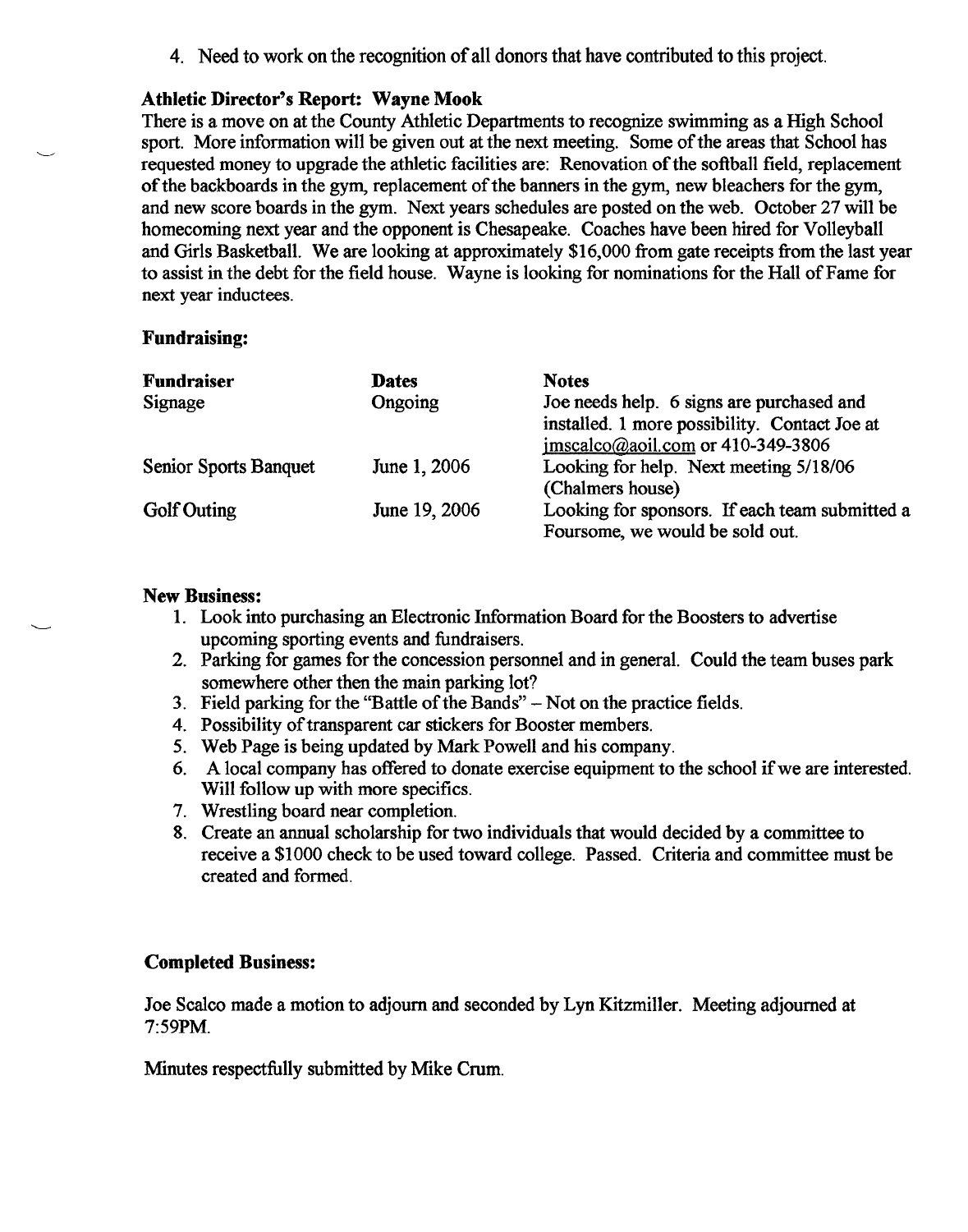4. Need to work on the recognition of all donors that have contributed to this project.

**Athletic Director's Report: Wayne Mook**

There is a move on at the County Athletic Departments to recognize swimming as a High School sport. More information will be given out at the next meeting. Some of the areas that School has requested money to upgrade the athletic facilities are: Renovation of the softball field, replacement of the backboards in the gym, replacement of the banners in the gym, new bleachers for the gym, and new score boards in the gym. Next years schedules are posted on the web. October 27 will be homecoming next year and the opponent is Chesapeake. Coaches have been hired for Volleyball and Girls Basketball. We are looking at approximately $16,000 from gate receipts from the last year to assist in the debt for the field house. Wayne is looking for nominations for the Hall of Fame for next year inductees.

**Fundraising:**

| **Fundraiser** | **Dates** | **Notes** |
|---|---|---|
| Signage | Ongoing | Joe needs help. 6 signs are purchased and installed. 1 more possibility. Contact Joe at jmscalco@aoil.com or 410-349-3806 |
| Senior Sports Banquet | June 1, 2006 | Looking for help. Next meeting 5/18/06 (Chalmers house) |
| Golf Outing | June 19, 2006 | Looking for sponsors. If each team submitted a Foursome, we would be sold out. |

**New Business:**

1. Look into purchasing an Electronic Information Board for the Boosters to advertise upcoming sporting events and fundraisers.
2. Parking for games for the concession personnel and in general. Could the team buses park somewhere other then the main parking lot?
3. Field parking for the "Battle of the Bands" – Not on the practice fields.
4. Possibility of transparent car stickers for Booster members.
5. Web Page is being updated by Mark Powell and his company.
6. A local company has offered to donate exercise equipment to the school if we are interested. Will follow up with more specifics.
7. Wrestling board near completion.
8. Create an annual scholarship for two individuals that would decided by a committee to receive a $1000 check to be used toward college. Passed. Criteria and committee must be created and formed.

**Completed Business:**

Joe Scalco made a motion to adjourn and seconded by Lyn Kitzmiller. Meeting adjourned at 7:59PM.

Minutes respectfully submitted by Mike Crum.